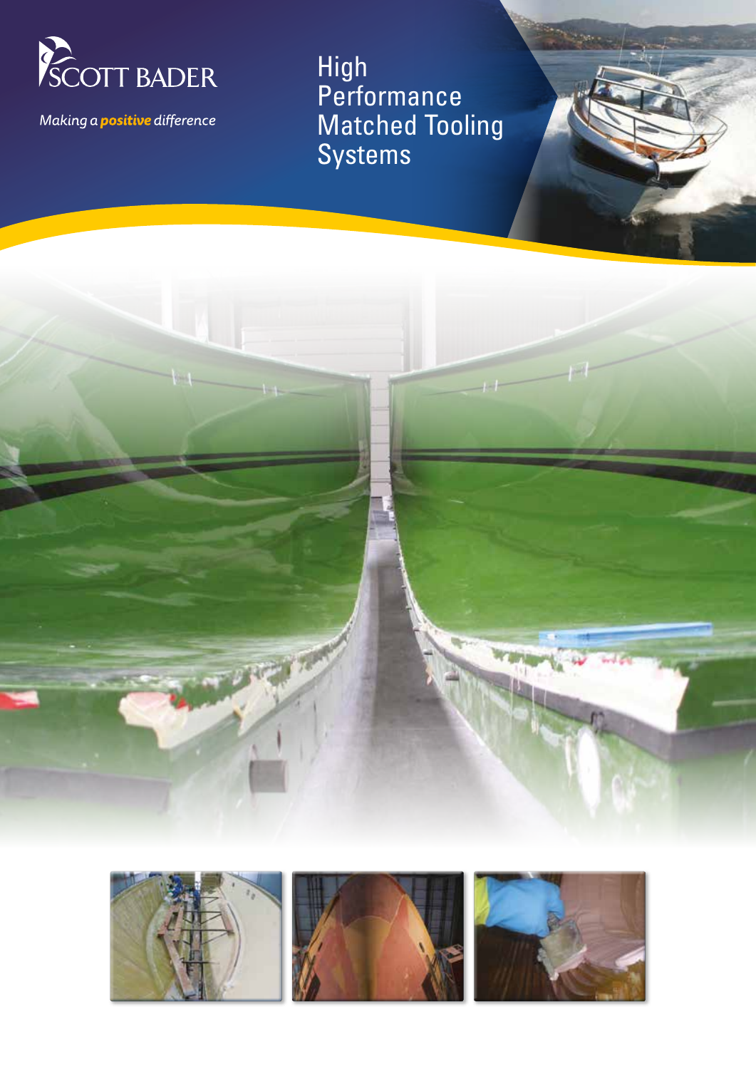SCOTT BADER

*Making a **positive** difference*

# High Performance Matched Tooling Systems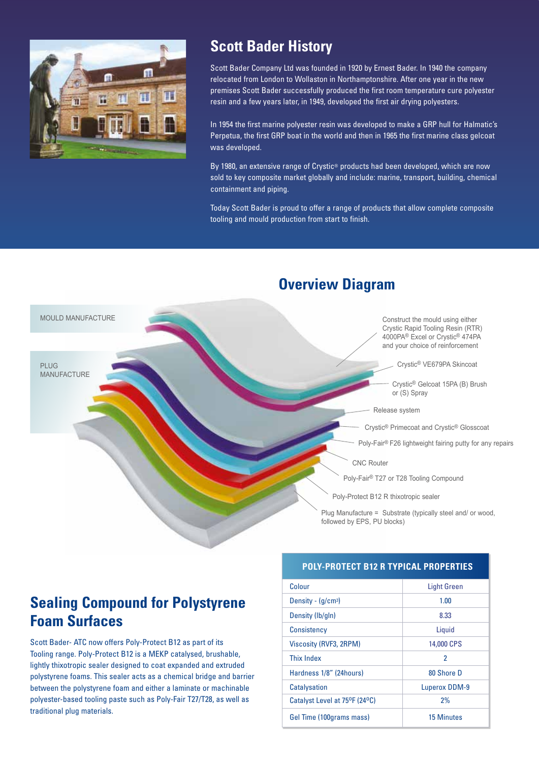## Scott Bader History

Scott Bader Company Ltd was founded in 1920 by Ernest Bader. In 1940 the company relocated from London to Wollaston in Northamptonshire. After one year in the new premises Scott Bader successfully produced the first room temperature cure polyester resin and a few years later, in 1949, developed the first air drying polyesters.

In 1954 the first marine polyester resin was developed to make a GRP hull for Halmatic's Perpetua, the first GRP boat in the world and then in 1965 the first marine class gelcoat was developed.

By 1980, an extensive range of Crystic® products had been developed, which are now sold to key composite market globally and include: marine, transport, building, chemical containment and piping.

Today Scott Bader is proud to offer a range of products that allow complete composite tooling and mould production from start to finish.

## Overview Diagram

MOULD MANUFACTURE

PLUG MANUFACTURE

- Construct the mould using either Crystic Rapid Tooling Resin (RTR) 4000PA® Excel or Crystic® 474PA and your choice of reinforcement
- Crystic® VE679PA Skincoat
- Crystic® Gelcoat 15PA (B) Brush or (S) Spray
- Release system
- Crystic® Primecoat and Crystic® Glosscoat
- Poly-Fair® F26 lightweight fairing putty for any repairs
- CNC Router
- Poly-Fair® T27 or T28 Tooling Compound
- Poly-Protect B12 R thixotropic sealer
- Plug Manufacture = Substrate (typically steel and/ or wood, followed by EPS, PU blocks)

## Sealing Compound for Polystyrene Foam Surfaces

Scott Bader- ATC now offers Poly-Protect B12 as part of its Tooling range. Poly-Protect B12 is a MEKP catalysed, brushable, lightly thixotropic sealer designed to coat expanded and extruded polystyrene foams. This sealer acts as a chemical bridge and barrier between the polystyrene foam and either a laminate or machinable polyester-based tooling paste such as Poly-Fair T27/T28, as well as traditional plug materials.

| POLY-PROTECT B12 R TYPICAL PROPERTIES | |
|---|---|
| Colour | Light Green |
| Density - (g/cm$^3$) | 1.00 |
| Density (lb/gln) | 8.33 |
| Consistency | Liquid |
| Viscosity (RVF3, 2RPM) | 14,000 CPS |
| Thix Index | 2 |
| Hardness 1/8" (24hours) | 80 Shore D |
| Catalysation | Luperox DDM-9 |
| Catalyst Level at 75ºF (24ºC) | 2% |
| Gel Time (100grams mass) | 15 Minutes |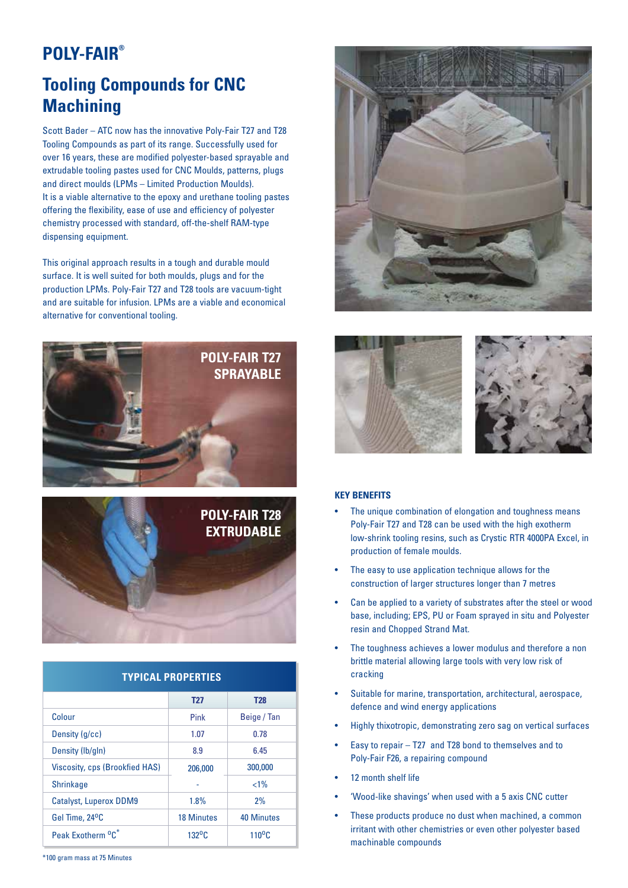# POLY-FAIR®

## Tooling Compounds for CNC Machining

Scott Bader – ATC now has the innovative Poly-Fair T27 and T28 Tooling Compounds as part of its range. Successfully used for over 16 years, these are modified polyester-based sprayable and extrudable tooling pastes used for CNC Moulds, patterns, plugs and direct moulds (LPMs – Limited Production Moulds).
It is a viable alternative to the epoxy and urethane tooling pastes offering the flexibility, ease of use and efficiency of polyester chemistry processed with standard, off-the-shelf RAM-type dispensing equipment.

This original approach results in a tough and durable mould surface. It is well suited for both moulds, plugs and for the production LPMs. Poly-Fair T27 and T28 tools are vacuum-tight and are suitable for infusion. LPMs are a viable and economical alternative for conventional tooling.

**POLY-FAIR T27 SPRAYABLE**

**POLY-FAIR T28 EXTRUDABLE**

### TYPICAL PROPERTIES

| | T27 | T28 |
|---|---|---|
| Colour | Pink | Beige / Tan |
| Density (g/cc) | 1.07 | 0.78 |
| Density (lb/gln) | 8.9 | 6.45 |
| Viscosity, cps (Brookfied HAS) | 206,000 | 300,000 |
| Shrinkage | - | <1% |
| Catalyst, Luperox DDM9 | 1.8% | 2% |
| Gel Time, 24°C | 18 Minutes | 40 Minutes |
| Peak Exotherm °C* | 132°C | 110°C |

*100 gram mass at 75 Minutes

### KEY BENEFITS

- The unique combination of elongation and toughness means Poly-Fair T27 and T28 can be used with the high exotherm low-shrink tooling resins, such as Crystic RTR 4000PA Excel, in production of female moulds.
- The easy to use application technique allows for the construction of larger structures longer than 7 metres
- Can be applied to a variety of substrates after the steel or wood base, including; EPS, PU or Foam sprayed in situ and Polyester resin and Chopped Strand Mat.
- The toughness achieves a lower modulus and therefore a non brittle material allowing large tools with very low risk of cracking
- Suitable for marine, transportation, architectural, aerospace, defence and wind energy applications
- Highly thixotropic, demonstrating zero sag on vertical surfaces
- Easy to repair – T27 and T28 bond to themselves and to Poly-Fair F26, a repairing compound
- 12 month shelf life
- 'Wood-like shavings' when used with a 5 axis CNC cutter
- These products produce no dust when machined, a common irritant with other chemistries or even other polyester based machinable compounds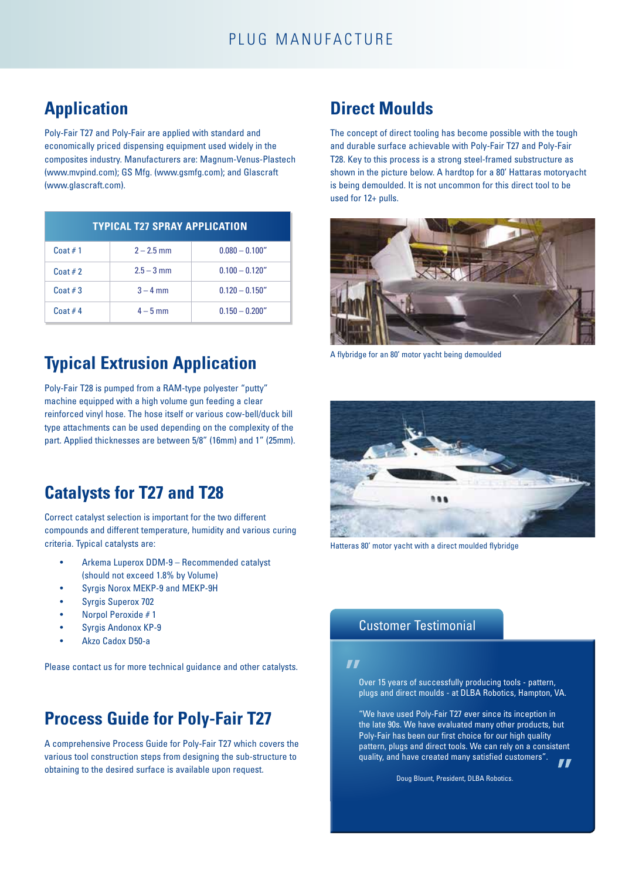## Application

Poly-Fair T27 and Poly-Fair are applied with standard and economically priced dispensing equipment used widely in the composites industry. Manufacturers are: Magnum-Venus-Plastech (www.mvpind.com); GS Mfg. (www.gsmfg.com); and Glascraft (www.glascraft.com).

| TYPICAL T27 SPRAY APPLICATION | | |
|---|---|---|
| Coat # 1 | 2 – 2.5 mm | 0.080 – 0.100" |
| Coat # 2 | 2.5 – 3 mm | 0.100 – 0.120" |
| Coat # 3 | 3 – 4 mm | 0.120 – 0.150" |
| Coat # 4 | 4 – 5 mm | 0.150 – 0.200" |

## Typical Extrusion Application

Poly-Fair T28 is pumped from a RAM-type polyester "putty" machine equipped with a high volume gun feeding a clear reinforced vinyl hose. The hose itself or various cow-bell/duck bill type attachments can be used depending on the complexity of the part. Applied thicknesses are between 5/8" (16mm) and 1" (25mm).

## Catalysts for T27 and T28

Correct catalyst selection is important for the two different compounds and different temperature, humidity and various curing criteria. Typical catalysts are:

- Arkema Luperox DDM-9 – Recommended catalyst (should not exceed 1.8% by Volume)
- Syrgis Norox MEKP-9 and MEKP-9H
- Syrgis Superox 702
- Norpol Peroxide # 1
- Syrgis Andonox KP-9
- Akzo Cadox D50-a

Please contact us for more technical guidance and other catalysts.

## Process Guide for Poly-Fair T27

A comprehensive Process Guide for Poly-Fair T27 which covers the various tool construction steps from designing the sub-structure to obtaining to the desired surface is available upon request.

## Direct Moulds

The concept of direct tooling has become possible with the tough and durable surface achievable with Poly-Fair T27 and Poly-Fair T28. Key to this process is a strong steel-framed substructure as shown in the picture below. A hardtop for a 80' Hattaras motoryacht is being demoulded. It is not uncommon for this direct tool to be used for 12+ pulls.

A flybridge for an 80' motor yacht being demoulded

Hatteras 80' motor yacht with a direct moulded flybridge

### Customer Testimonial

Over 15 years of successfully producing tools - pattern, plugs and direct moulds - at DLBA Robotics, Hampton, VA.

"We have used Poly-Fair T27 ever since its inception in the late 90s. We have evaluated many other products, but Poly-Fair has been our first choice for our high quality pattern, plugs and direct tools. We can rely on a consistent quality, and have created many satisfied customers".

Doug Blount, President, DLBA Robotics.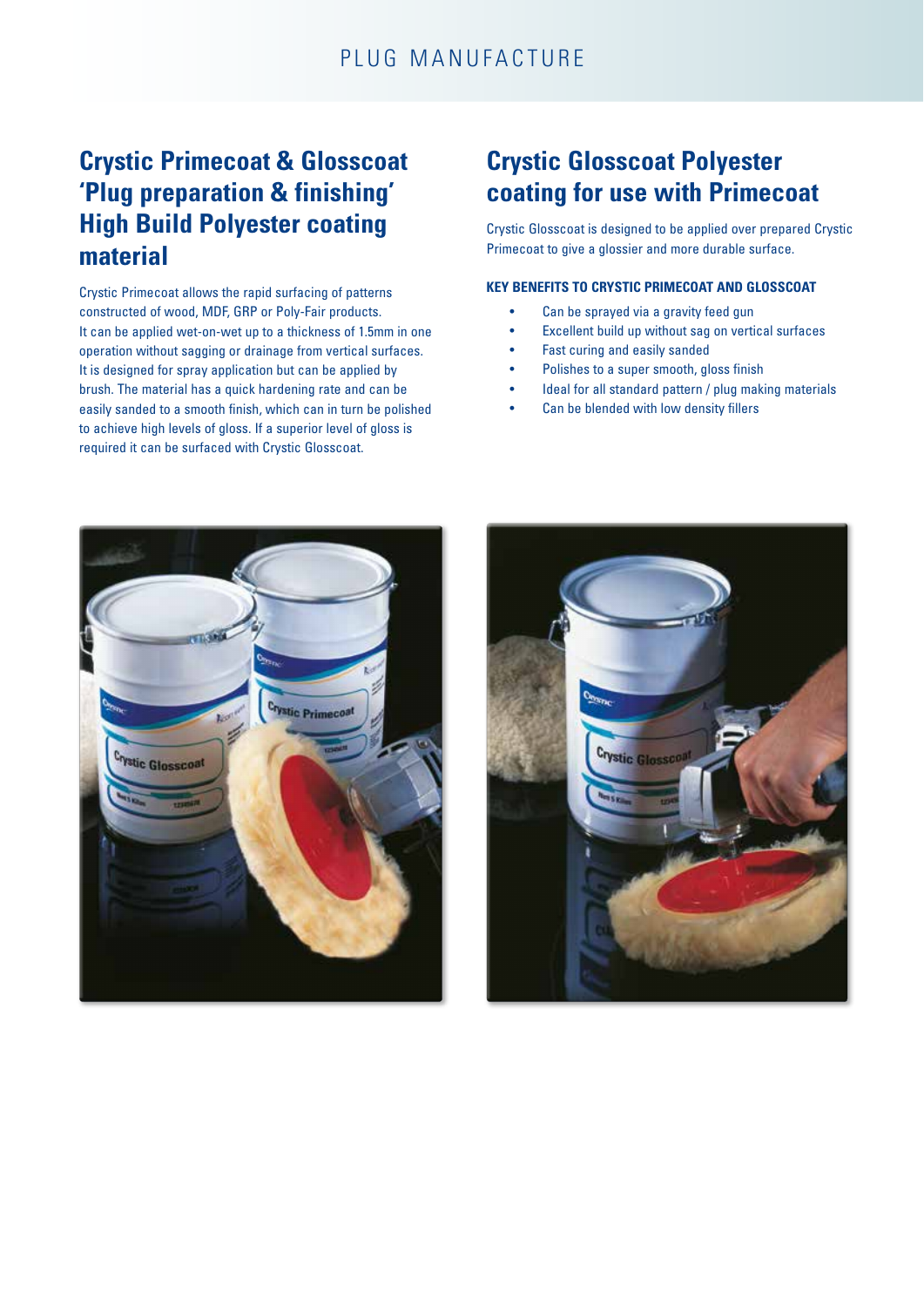## Crystic Primecoat & Glosscoat 'Plug preparation & finishing' High Build Polyester coating material

Crystic Primecoat allows the rapid surfacing of patterns constructed of wood, MDF, GRP or Poly-Fair products. It can be applied wet-on-wet up to a thickness of 1.5mm in one operation without sagging or drainage from vertical surfaces. It is designed for spray application but can be applied by brush. The material has a quick hardening rate and can be easily sanded to a smooth finish, which can in turn be polished to achieve high levels of gloss. If a superior level of gloss is required it can be surfaced with Crystic Glosscoat.

## Crystic Glosscoat Polyester coating for use with Primecoat

Crystic Glosscoat is designed to be applied over prepared Crystic Primecoat to give a glossier and more durable surface.

#### KEY BENEFITS TO CRYSTIC PRIMECOAT AND GLOSSCOAT

- Can be sprayed via a gravity feed gun
- Excellent build up without sag on vertical surfaces
- Fast curing and easily sanded
- Polishes to a super smooth, gloss finish
- Ideal for all standard pattern / plug making materials
- Can be blended with low density fillers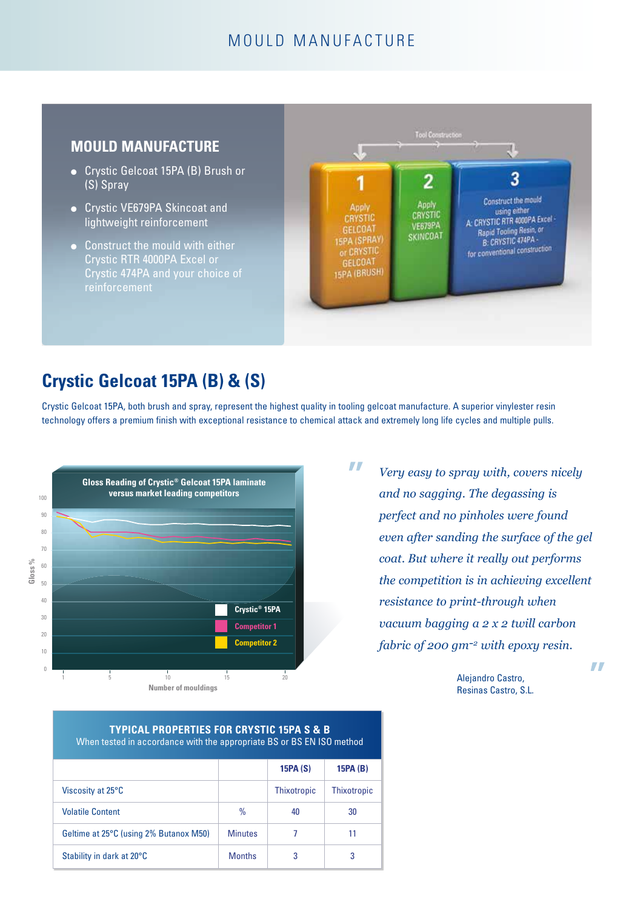## MOULD MANUFACTURE

- Crystic Gelcoat 15PA (B) Brush or (S) Spray
- Crystic VE679PA Skincoat and lightweight reinforcement
- Construct the mould with either Crystic RTR 4000PA Excel or Crystic 474PA and your choice of reinforcement

Tool Construction

1. Apply CRYSTIC GELCOAT 15PA (SPRAY) or CRYSTIC GELCOAT 15PA (BRUSH)
2. Apply CRYSTIC VE679PA SKINCOAT
3. Construct the mould using either A: CRYSTIC RTR 4000PA Excel - Rapid Tooling Resin, or B: CRYSTIC 474PA - for conventional construction

# Crystic Gelcoat 15PA (B) & (S)

Crystic Gelcoat 15PA, both brush and spray, represent the highest quality in tooling gelcoat manufacture. A superior vinylester resin technology offers a premium finish with exceptional resistance to chemical attack and extremely long life cycles and multiple pulls.

**Gloss Reading of Crystic® Gelcoat 15PA laminate versus market leading competitors**

Gloss % vs Number of mouldings (Crystic® 15PA, Competitor 1, Competitor 2)

*"Very easy to spray with, covers nicely and no sagging. The degassing is perfect and no pinholes were found even after sanding the surface of the gel coat. But where it really out performs the competition is in achieving excellent resistance to print-through when vacuum bagging a 2 x 2 twill carbon fabric of 200 gm⁻² with epoxy resin."*

Alejandro Castro,
Resinas Castro, S.L.

**TYPICAL PROPERTIES FOR CRYSTIC 15PA S & B**
When tested in accordance with the appropriate BS or BS EN ISO method

| | | 15PA (S) | 15PA (B) |
|---|---|---|---|
| Viscosity at 25°C | | Thixotropic | Thixotropic |
| Volatile Content | % | 40 | 30 |
| Geltime at 25°C (using 2% Butanox M50) | Minutes | 7 | 11 |
| Stability in dark at 20°C | Months | 3 | 3 |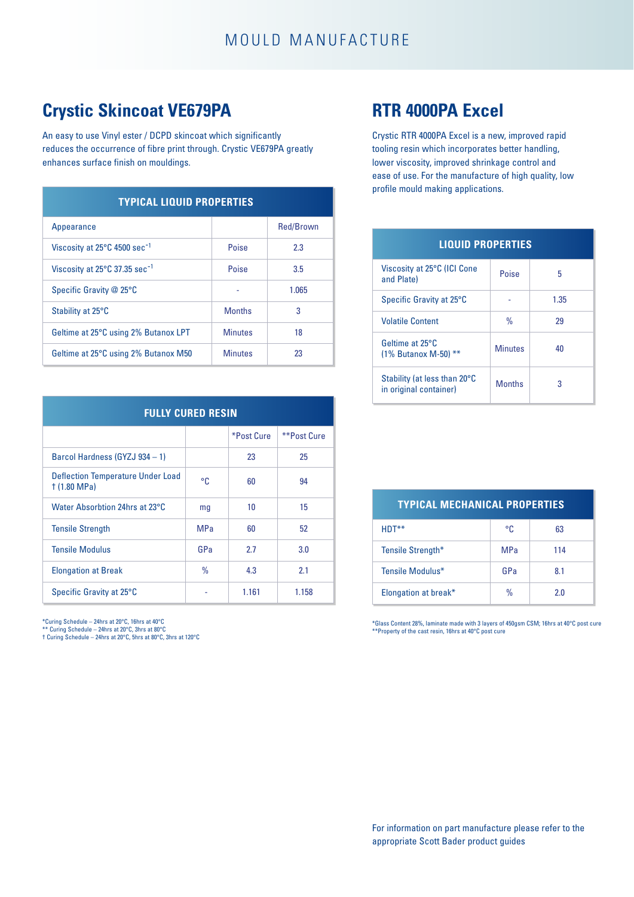# MOULD MANUFACTURE

## Crystic Skincoat VE679PA

An easy to use Vinyl ester / DCPD skincoat which significantly reduces the occurrence of fibre print through. Crystic VE679PA greatly enhances surface finish on mouldings.

| TYPICAL LIQUID PROPERTIES | | |
|---|---|---|
| Appearance | | Red/Brown |
| Viscosity at 25°C 4500 sec$^{-1}$ | Poise | 2.3 |
| Viscosity at 25°C 37.35 sec$^{-1}$ | Poise | 3.5 |
| Specific Gravity @ 25°C | - | 1.065 |
| Stability at 25°C | Months | 3 |
| Geltime at 25°C using 2% Butanox LPT | Minutes | 18 |
| Geltime at 25°C using 2% Butanox M50 | Minutes | 23 |

| FULLY CURED RESIN | | | |
|---|---|---|---|
| | | *Post Cure | **Post Cure |
| Barcol Hardness (GYZJ 934 – 1) | | 23 | 25 |
| Deflection Temperature Under Load † (1.80 MPa) | °C | 60 | 94 |
| Water Absorbtion 24hrs at 23°C | mg | 10 | 15 |
| Tensile Strength | MPa | 60 | 52 |
| Tensile Modulus | GPa | 2.7 | 3.0 |
| Elongation at Break | % | 4.3 | 2.1 |
| Specific Gravity at 25°C | - | 1.161 | 1.158 |

*Curing Schedule – 24hrs at 20°C, 16hrs at 40°C
** Curing Schedule – 24hrs at 20°C, 3hrs at 80°C
† Curing Schedule – 24hrs at 20°C, 5hrs at 80°C, 3hrs at 120°C

## RTR 4000PA Excel

Crystic RTR 4000PA Excel is a new, improved rapid tooling resin which incorporates better handling, lower viscosity, improved shrinkage control and ease of use. For the manufacture of high quality, low profile mould making applications.

| LIQUID PROPERTIES | | |
|---|---|---|
| Viscosity at 25°C (ICI Cone and Plate) | Poise | 5 |
| Specific Gravity at 25°C | - | 1.35 |
| Volatile Content | % | 29 |
| Geltime at 25°C (1% Butanox M-50) ** | Minutes | 40 |
| Stability (at less than 20°C in original container) | Months | 3 |

| TYPICAL MECHANICAL PROPERTIES | | |
|---|---|---|
| HDT** | °C | 63 |
| Tensile Strength* | MPa | 114 |
| Tensile Modulus* | GPa | 8.1 |
| Elongation at break* | % | 2.0 |

*Glass Content 28%, laminate made with 3 layers of 450gsm CSM; 16hrs at 40°C post cure
**Property of the cast resin, 16hrs at 40°C post cure

For information on part manufacture please refer to the appropriate Scott Bader product guides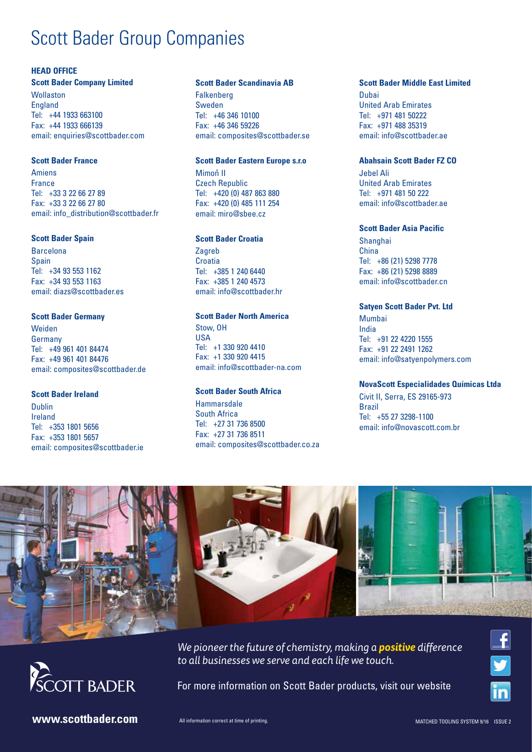# Scott Bader Group Companies

**HEAD OFFICE**

**Scott Bader Company Limited**
Wollaston
England
Tel: +44 1933 663100
Fax: +44 1933 666139
email: enquiries@scottbader.com

**Scott Bader France**
Amiens
France
Tel: +33 3 22 66 27 89
Fax: +33 3 22 66 27 80
email: info_distribution@scottbader.fr

**Scott Bader Spain**
Barcelona
Spain
Tel: +34 93 553 1162
Fax: +34 93 553 1163
email: diazs@scottbader.es

**Scott Bader Germany**
Weiden
Germany
Tel: +49 961 401 84474
Fax: +49 961 401 84476
email: composites@scottbader.de

**Scott Bader Ireland**
Dublin
Ireland
Tel: +353 1801 5656
Fax: +353 1801 5657
email: composites@scottbader.ie

**Scott Bader Scandinavia AB**
Falkenberg
Sweden
Tel: +46 346 10100
Fax: +46 346 59226
email: composites@scottbader.se

**Scott Bader Eastern Europe s.r.o**
Mimoň II
Czech Republic
Tel: +420 (0) 487 863 880
Fax: +420 (0) 485 111 254
email: miro@sbee.cz

**Scott Bader Croatia**
Zagreb
Croatia
Tel: +385 1 240 6440
Fax: +385 1 240 4573
email: info@scottbader.hr

**Scott Bader North America**
Stow, OH
USA
Tel: +1 330 920 4410
Fax: +1 330 920 4415
email: info@scottbader-na.com

**Scott Bader South Africa**
Hammarsdale
South Africa
Tel: +27 31 736 8500
Fax: +27 31 736 8511
email: composites@scottbader.co.za

**Scott Bader Middle East Limited**
Dubai
United Arab Emirates
Tel: +971 481 50222
Fax: +971 488 35319
email: info@scottbader.ae

**Abahsain Scott Bader FZ CO**
Jebel Ali
United Arab Emirates
Tel: +971 481 50 222
email: info@scottbader.ae

**Scott Bader Asia Pacific**
Shanghai
China
Tel: +86 (21) 5298 7778
Fax: +86 (21) 5298 8889
email: info@scottbader.cn

**Satyen Scott Bader Pvt. Ltd**
Mumbai
India
Tel: +91 22 4220 1555
Fax: +91 22 2491 1262
email: info@satyenpolymers.com

**NovaScott Especialidades Químicas Ltda**
Civit II, Serra, ES 29165-973
Brazil
Tel: +55 27 3298-1100
email: info@novascott.com.br

*We pioneer the future of chemistry, making a **positive** difference to all businesses we serve and each life we touch.*

For more information on Scott Bader products, visit our website

**www.scottbader.com**

All information correct at time of printing.

MATCHED TOOLING SYSTEM 9/16 ISSUE 2